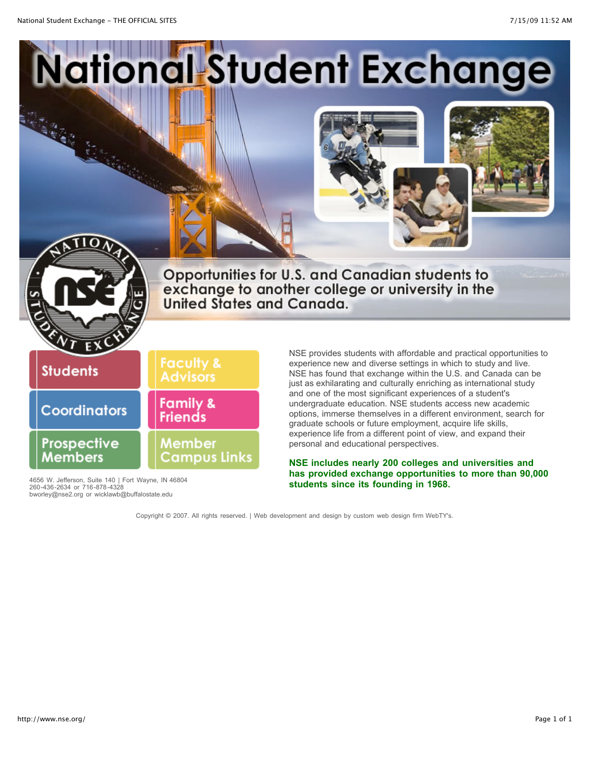# National Student Exchange

Opportunities for U.S. and Canadian students to exchange to another college or university in the United States and Canada.

- Students
- Faculty & Advisors
- Coordinators
- Family & Friends
- Prospective Members
- Member Campus Links

NSE provides students with affordable and practical opportunities to experience new and diverse settings in which to study and live. NSE has found that exchange within the U.S. and Canada can be just as exhilarating and culturally enriching as international study and one of the most significant experiences of a student's undergraduate education. NSE students access new academic options, immerse themselves in a different environment, search for graduate schools or future employment, acquire life skills, experience life from a different point of view, and expand their personal and educational perspectives.

**NSE includes nearly 200 colleges and universities and has provided exchange opportunities to more than 90,000 students since its founding in 1968.**

4656 W. Jefferson, Suite 140 | Fort Wayne, IN 46804
260-436-2634 or 716-878-4328
bworley@nse2.org or wicklawb@buffalostate.edu

Copyright © 2007. All rights reserved. | Web development and design by custom web design firm WebTY's.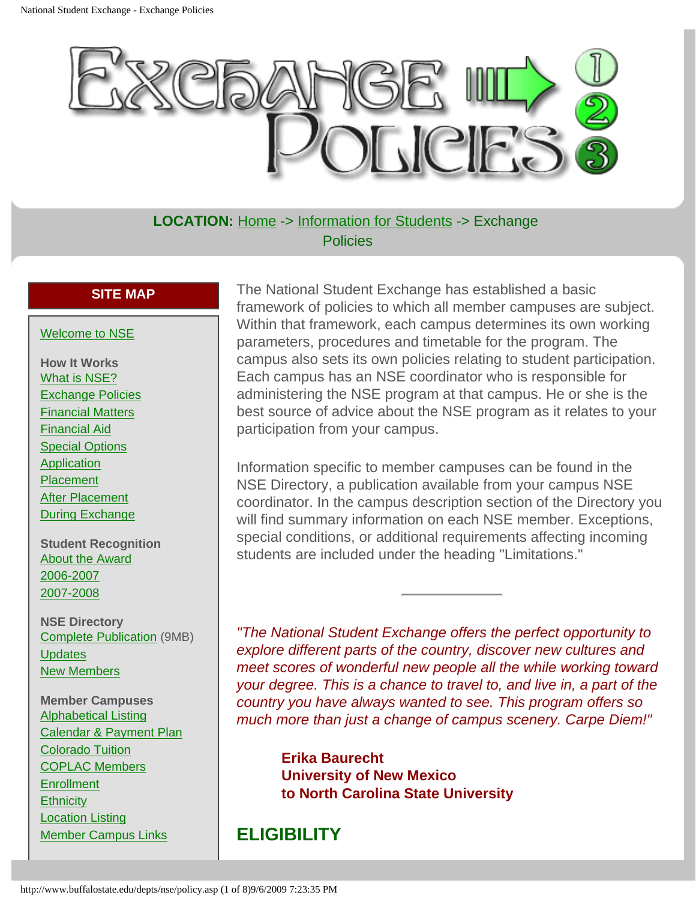# EXCHANGE POLICIES

**LOCATION:** Home -> Information for Students -> Exchange Policies

**SITE MAP**

Welcome to NSE

**How It Works**
What is NSE?
Exchange Policies
Financial Matters
Financial Aid
Special Options
Application
Placement
After Placement
During Exchange

**Student Recognition**
About the Award
2006-2007
2007-2008

**NSE Directory**
Complete Publication (9MB)
Updates
New Members

**Member Campuses**
Alphabetical Listing
Calendar & Payment Plan
Colorado Tuition
COPLAC Members
Enrollment
Ethnicity
Location Listing
Member Campus Links

The National Student Exchange has established a basic framework of policies to which all member campuses are subject. Within that framework, each campus determines its own working parameters, procedures and timetable for the program. The campus also sets its own policies relating to student participation. Each campus has an NSE coordinator who is responsible for administering the NSE program at that campus. He or she is the best source of advice about the NSE program as it relates to your participation from your campus.

Information specific to member campuses can be found in the NSE Directory, a publication available from your campus NSE coordinator. In the campus description section of the Directory you will find summary information on each NSE member. Exceptions, special conditions, or additional requirements affecting incoming students are included under the heading "Limitations."

---

*"The National Student Exchange offers the perfect opportunity to explore different parts of the country, discover new cultures and meet scores of wonderful new people all the while working toward your degree. This is a chance to travel to, and live in, a part of the country you have always wanted to see. This program offers so much more than just a change of campus scenery. Carpe Diem!"*

**Erika Baurecht**
**University of New Mexico**
**to North Carolina State University**

## ELIGIBILITY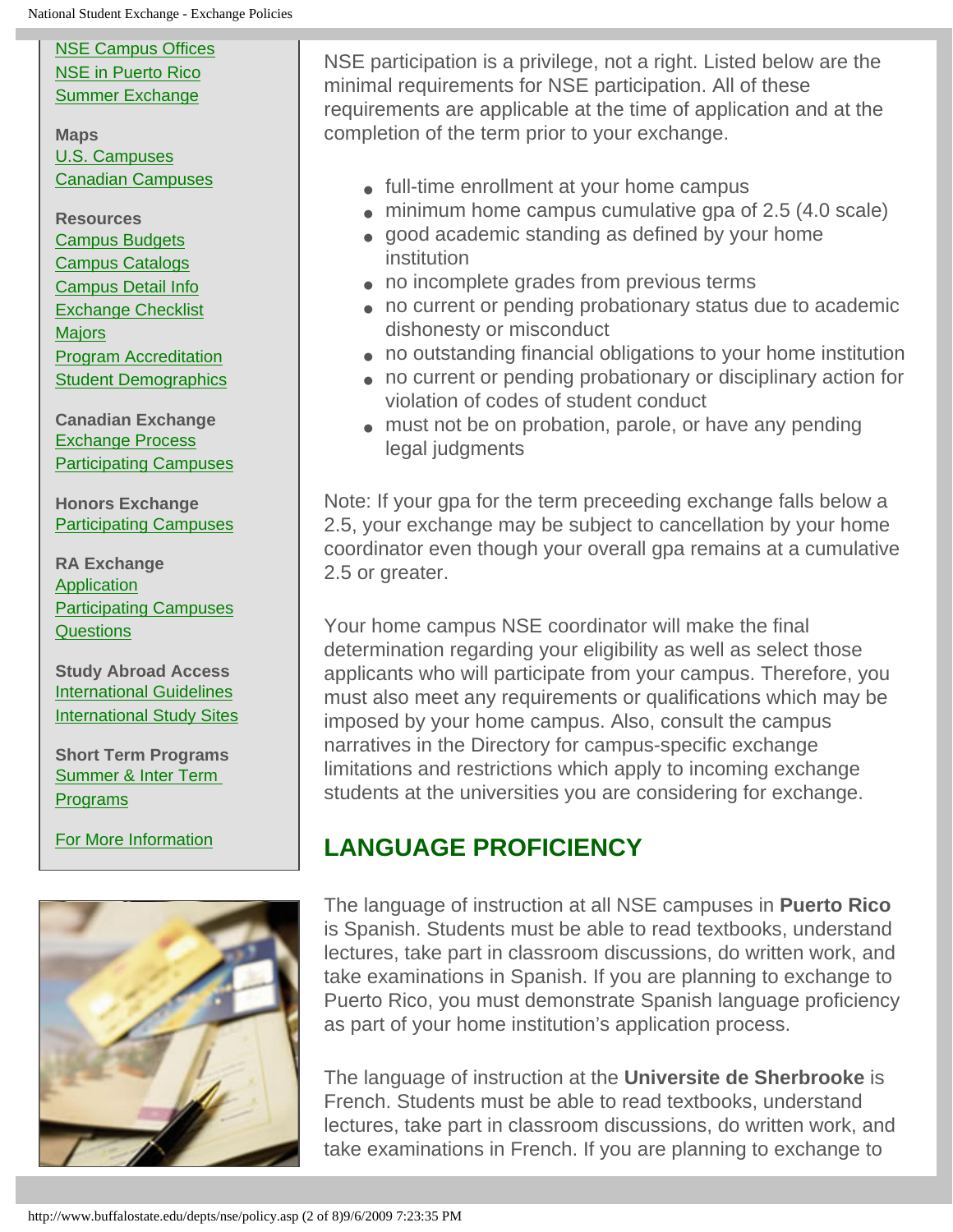[NSE Campus Offices](#)
[NSE in Puerto Rico](#)
[Summer Exchange](#)

**Maps**
[U.S. Campuses](#)
[Canadian Campuses](#)

**Resources**
[Campus Budgets](#)
[Campus Catalogs](#)
[Campus Detail Info](#)
[Exchange Checklist](#)
[Majors](#)
[Program Accreditation](#)
[Student Demographics](#)

**Canadian Exchange**
[Exchange Process](#)
[Participating Campuses](#)

**Honors Exchange**
[Participating Campuses](#)

**RA Exchange**
[Application](#)
[Participating Campuses](#)
[Questions](#)

**Study Abroad Access**
[International Guidelines](#)
[International Study Sites](#)

**Short Term Programs**
[Summer & Inter Term Programs](#)

[For More Information](#)

NSE participation is a privilege, not a right. Listed below are the minimal requirements for NSE participation. All of these requirements are applicable at the time of application and at the completion of the term prior to your exchange.

- full-time enrollment at your home campus
- minimum home campus cumulative gpa of 2.5 (4.0 scale)
- good academic standing as defined by your home institution
- no incomplete grades from previous terms
- no current or pending probationary status due to academic dishonesty or misconduct
- no outstanding financial obligations to your home institution
- no current or pending probationary or disciplinary action for violation of codes of student conduct
- must not be on probation, parole, or have any pending legal judgments

Note: If your gpa for the term preceeding exchange falls below a 2.5, your exchange may be subject to cancellation by your home coordinator even though your overall gpa remains at a cumulative 2.5 or greater.

Your home campus NSE coordinator will make the final determination regarding your eligibility as well as select those applicants who will participate from your campus. Therefore, you must also meet any requirements or qualifications which may be imposed by your home campus. Also, consult the campus narratives in the Directory for campus-specific exchange limitations and restrictions which apply to incoming exchange students at the universities you are considering for exchange.

## LANGUAGE PROFICIENCY

The language of instruction at all NSE campuses in **Puerto Rico** is Spanish. Students must be able to read textbooks, understand lectures, take part in classroom discussions, do written work, and take examinations in Spanish. If you are planning to exchange to Puerto Rico, you must demonstrate Spanish language proficiency as part of your home institution's application process.

The language of instruction at the **Universite de Sherbrooke** is French. Students must be able to read textbooks, understand lectures, take part in classroom discussions, do written work, and take examinations in French. If you are planning to exchange to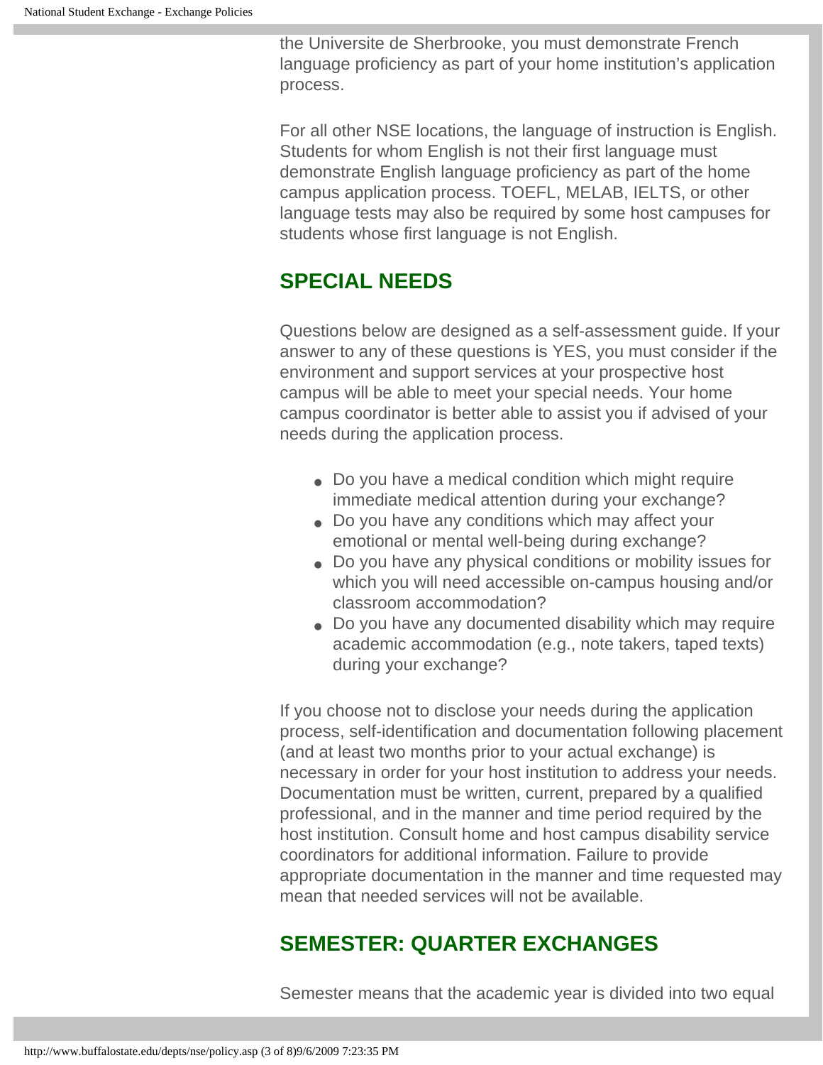the Universite de Sherbrooke, you must demonstrate French language proficiency as part of your home institution's application process.

For all other NSE locations, the language of instruction is English. Students for whom English is not their first language must demonstrate English language proficiency as part of the home campus application process. TOEFL, MELAB, IELTS, or other language tests may also be required by some host campuses for students whose first language is not English.

## SPECIAL NEEDS

Questions below are designed as a self-assessment guide. If your answer to any of these questions is YES, you must consider if the environment and support services at your prospective host campus will be able to meet your special needs. Your home campus coordinator is better able to assist you if advised of your needs during the application process.

- Do you have a medical condition which might require immediate medical attention during your exchange?
- Do you have any conditions which may affect your emotional or mental well-being during exchange?
- Do you have any physical conditions or mobility issues for which you will need accessible on-campus housing and/or classroom accommodation?
- Do you have any documented disability which may require academic accommodation (e.g., note takers, taped texts) during your exchange?

If you choose not to disclose your needs during the application process, self-identification and documentation following placement (and at least two months prior to your actual exchange) is necessary in order for your host institution to address your needs. Documentation must be written, current, prepared by a qualified professional, and in the manner and time period required by the host institution. Consult home and host campus disability service coordinators for additional information. Failure to provide appropriate documentation in the manner and time requested may mean that needed services will not be available.

## SEMESTER: QUARTER EXCHANGES

Semester means that the academic year is divided into two equal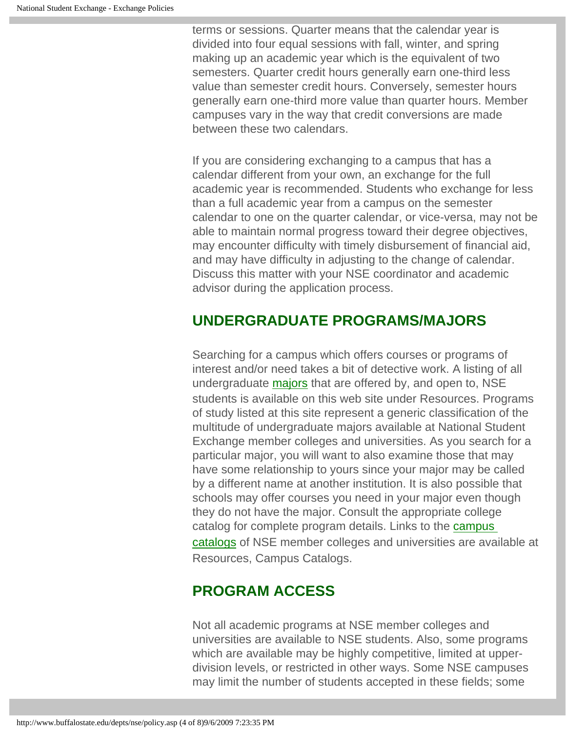terms or sessions. Quarter means that the calendar year is divided into four equal sessions with fall, winter, and spring making up an academic year which is the equivalent of two semesters. Quarter credit hours generally earn one-third less value than semester credit hours. Conversely, semester hours generally earn one-third more value than quarter hours. Member campuses vary in the way that credit conversions are made between these two calendars.

If you are considering exchanging to a campus that has a calendar different from your own, an exchange for the full academic year is recommended. Students who exchange for less than a full academic year from a campus on the semester calendar to one on the quarter calendar, or vice-versa, may not be able to maintain normal progress toward their degree objectives, may encounter difficulty with timely disbursement of financial aid, and may have difficulty in adjusting to the change of calendar. Discuss this matter with your NSE coordinator and academic advisor during the application process.

## UNDERGRADUATE PROGRAMS/MAJORS

Searching for a campus which offers courses or programs of interest and/or need takes a bit of detective work. A listing of all undergraduate majors that are offered by, and open to, NSE students is available on this web site under Resources. Programs of study listed at this site represent a generic classification of the multitude of undergraduate majors available at National Student Exchange member colleges and universities. As you search for a particular major, you will want to also examine those that may have some relationship to yours since your major may be called by a different name at another institution. It is also possible that schools may offer courses you need in your major even though they do not have the major. Consult the appropriate college catalog for complete program details. Links to the campus catalogs of NSE member colleges and universities are available at Resources, Campus Catalogs.

## PROGRAM ACCESS

Not all academic programs at NSE member colleges and universities are available to NSE students. Also, some programs which are available may be highly competitive, limited at upper-division levels, or restricted in other ways. Some NSE campuses may limit the number of students accepted in these fields; some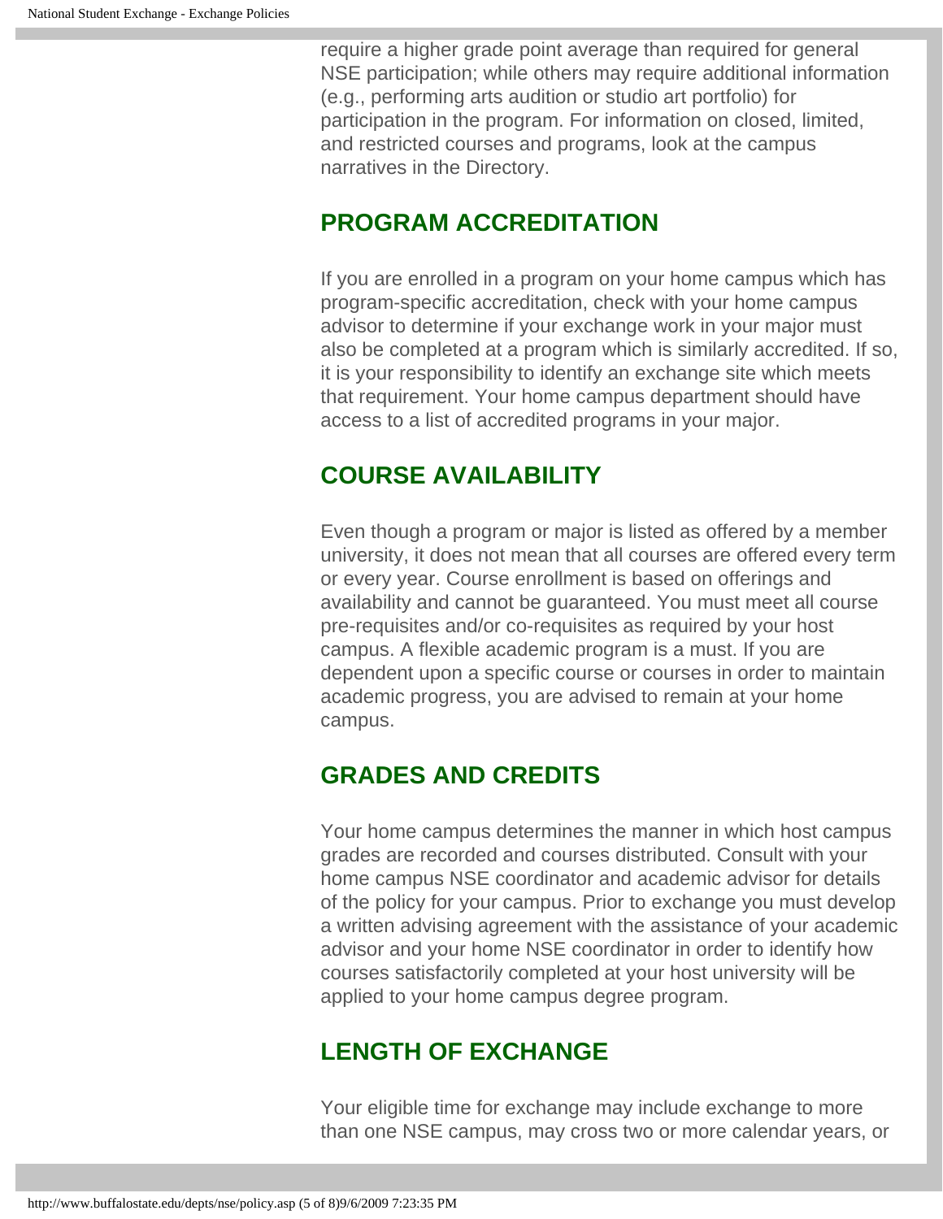require a higher grade point average than required for general NSE participation; while others may require additional information (e.g., performing arts audition or studio art portfolio) for participation in the program. For information on closed, limited, and restricted courses and programs, look at the campus narratives in the Directory.

## PROGRAM ACCREDITATION

If you are enrolled in a program on your home campus which has program-specific accreditation, check with your home campus advisor to determine if your exchange work in your major must also be completed at a program which is similarly accredited. If so, it is your responsibility to identify an exchange site which meets that requirement. Your home campus department should have access to a list of accredited programs in your major.

## COURSE AVAILABILITY

Even though a program or major is listed as offered by a member university, it does not mean that all courses are offered every term or every year. Course enrollment is based on offerings and availability and cannot be guaranteed. You must meet all course pre-requisites and/or co-requisites as required by your host campus. A flexible academic program is a must. If you are dependent upon a specific course or courses in order to maintain academic progress, you are advised to remain at your home campus.

## GRADES AND CREDITS

Your home campus determines the manner in which host campus grades are recorded and courses distributed. Consult with your home campus NSE coordinator and academic advisor for details of the policy for your campus. Prior to exchange you must develop a written advising agreement with the assistance of your academic advisor and your home NSE coordinator in order to identify how courses satisfactorily completed at your host university will be applied to your home campus degree program.

## LENGTH OF EXCHANGE

Your eligible time for exchange may include exchange to more than one NSE campus, may cross two or more calendar years, or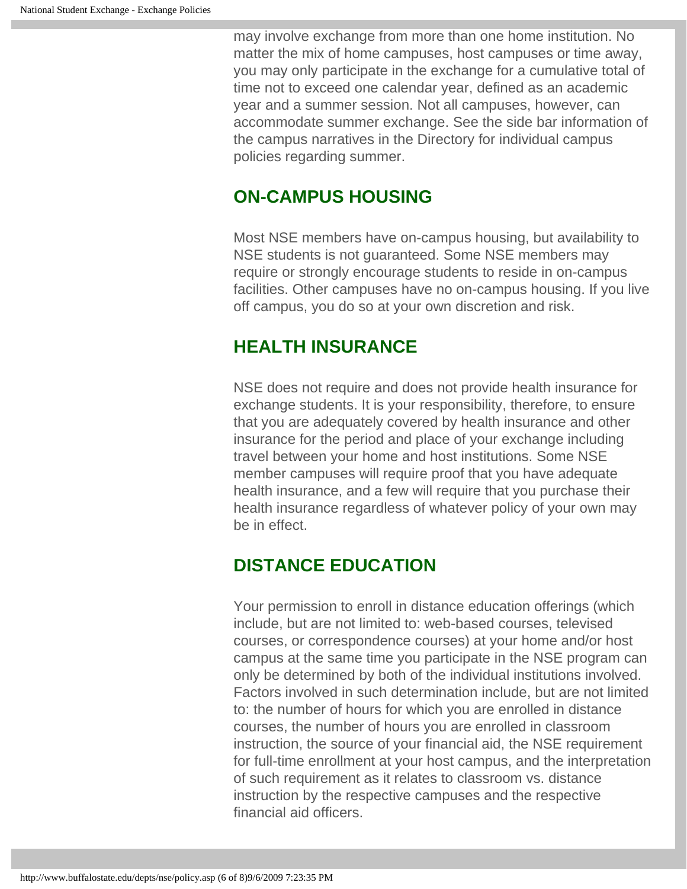may involve exchange from more than one home institution. No matter the mix of home campuses, host campuses or time away, you may only participate in the exchange for a cumulative total of time not to exceed one calendar year, defined as an academic year and a summer session. Not all campuses, however, can accommodate summer exchange. See the side bar information of the campus narratives in the Directory for individual campus policies regarding summer.

## ON-CAMPUS HOUSING

Most NSE members have on-campus housing, but availability to NSE students is not guaranteed. Some NSE members may require or strongly encourage students to reside in on-campus facilities. Other campuses have no on-campus housing. If you live off campus, you do so at your own discretion and risk.

## HEALTH INSURANCE

NSE does not require and does not provide health insurance for exchange students. It is your responsibility, therefore, to ensure that you are adequately covered by health insurance and other insurance for the period and place of your exchange including travel between your home and host institutions. Some NSE member campuses will require proof that you have adequate health insurance, and a few will require that you purchase their health insurance regardless of whatever policy of your own may be in effect.

## DISTANCE EDUCATION

Your permission to enroll in distance education offerings (which include, but are not limited to: web-based courses, televised courses, or correspondence courses) at your home and/or host campus at the same time you participate in the NSE program can only be determined by both of the individual institutions involved. Factors involved in such determination include, but are not limited to: the number of hours for which you are enrolled in distance courses, the number of hours you are enrolled in classroom instruction, the source of your financial aid, the NSE requirement for full-time enrollment at your host campus, and the interpretation of such requirement as it relates to classroom vs. distance instruction by the respective campuses and the respective financial aid officers.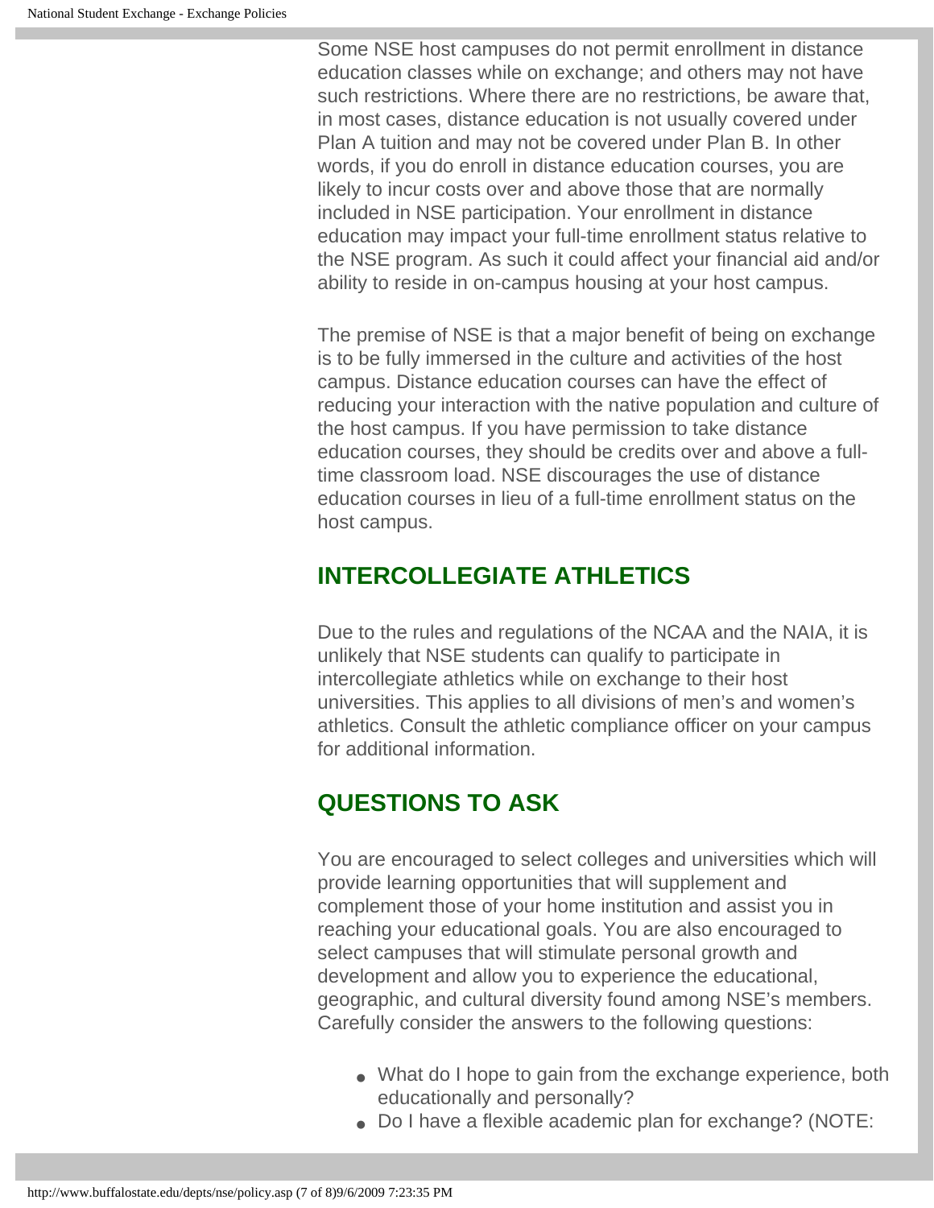Some NSE host campuses do not permit enrollment in distance education classes while on exchange; and others may not have such restrictions. Where there are no restrictions, be aware that, in most cases, distance education is not usually covered under Plan A tuition and may not be covered under Plan B. In other words, if you do enroll in distance education courses, you are likely to incur costs over and above those that are normally included in NSE participation. Your enrollment in distance education may impact your full-time enrollment status relative to the NSE program. As such it could affect your financial aid and/or ability to reside in on-campus housing at your host campus.

The premise of NSE is that a major benefit of being on exchange is to be fully immersed in the culture and activities of the host campus. Distance education courses can have the effect of reducing your interaction with the native population and culture of the host campus. If you have permission to take distance education courses, they should be credits over and above a full-time classroom load. NSE discourages the use of distance education courses in lieu of a full-time enrollment status on the host campus.

## INTERCOLLEGIATE ATHLETICS

Due to the rules and regulations of the NCAA and the NAIA, it is unlikely that NSE students can qualify to participate in intercollegiate athletics while on exchange to their host universities. This applies to all divisions of men's and women's athletics. Consult the athletic compliance officer on your campus for additional information.

## QUESTIONS TO ASK

You are encouraged to select colleges and universities which will provide learning opportunities that will supplement and complement those of your home institution and assist you in reaching your educational goals. You are also encouraged to select campuses that will stimulate personal growth and development and allow you to experience the educational, geographic, and cultural diversity found among NSE's members. Carefully consider the answers to the following questions:

- What do I hope to gain from the exchange experience, both educationally and personally?
- Do I have a flexible academic plan for exchange? (NOTE: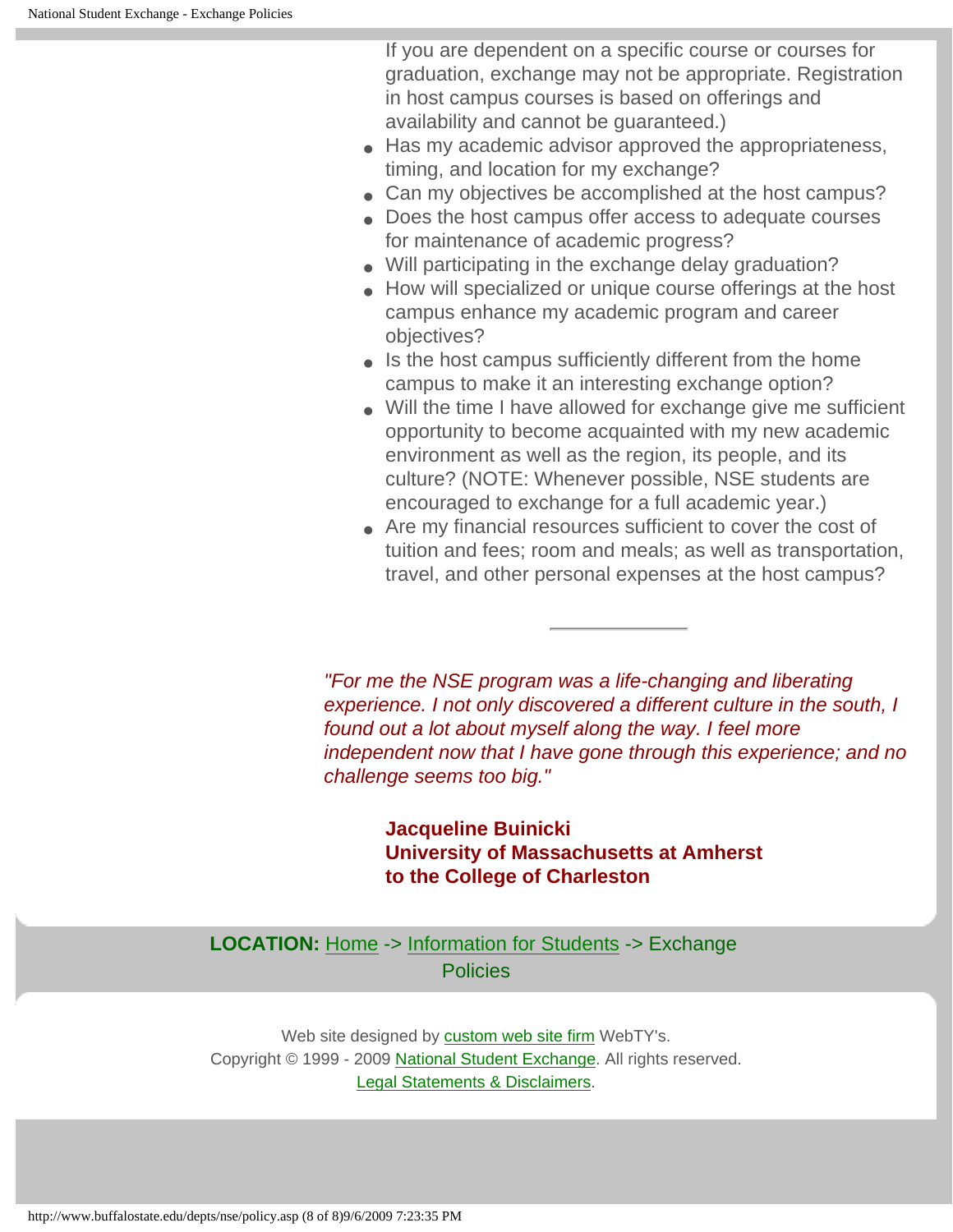If you are dependent on a specific course or courses for graduation, exchange may not be appropriate. Registration in host campus courses is based on offerings and availability and cannot be guaranteed.)

- Has my academic advisor approved the appropriateness, timing, and location for my exchange?
- Can my objectives be accomplished at the host campus?
- Does the host campus offer access to adequate courses for maintenance of academic progress?
- Will participating in the exchange delay graduation?
- How will specialized or unique course offerings at the host campus enhance my academic program and career objectives?
- Is the host campus sufficiently different from the home campus to make it an interesting exchange option?
- Will the time I have allowed for exchange give me sufficient opportunity to become acquainted with my new academic environment as well as the region, its people, and its culture? (NOTE: Whenever possible, NSE students are encouraged to exchange for a full academic year.)
- Are my financial resources sufficient to cover the cost of tuition and fees; room and meals; as well as transportation, travel, and other personal expenses at the host campus?

---

*"For me the NSE program was a life-changing and liberating experience. I not only discovered a different culture in the south, I found out a lot about myself along the way. I feel more independent now that I have gone through this experience; and no challenge seems too big."*

**Jacqueline Buinicki**
**University of Massachusetts at Amherst**
**to the College of Charleston**

**LOCATION:** Home -> Information for Students -> Exchange Policies

Web site designed by custom web site firm WebTY's.
Copyright © 1999 - 2009 National Student Exchange. All rights reserved.
Legal Statements & Disclaimers.